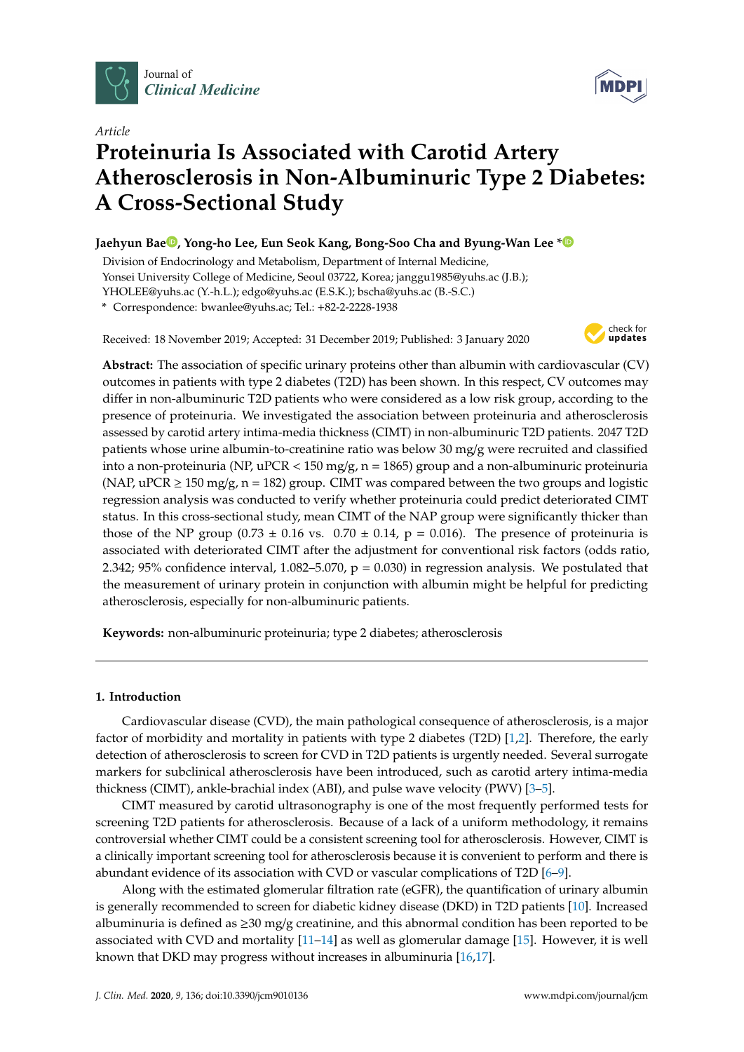Journal of *Clinical Medicine*

*Article*

# Proteinuria Is Associated with Carotid Artery Atherosclerosis in Non-Albuminuric Type 2 Diabetes: A Cross-Sectional Study

**Jaehyun Bae, Yong-ho Lee, Eun Seok Kang, Bong-Soo Cha and Byung-Wan Lee ***

Division of Endocrinology and Metabolism, Department of Internal Medicine, Yonsei University College of Medicine, Seoul 03722, Korea; janggu1985@yuhs.ac (J.B.); YHOLEE@yuhs.ac (Y.-h.L.); edgo@yuhs.ac (E.S.K.); bscha@yuhs.ac (B.-S.C.)

* Correspondence: bwanlee@yuhs.ac; Tel.: +82-2-2228-1938

Received: 18 November 2019; Accepted: 31 December 2019; Published: 3 January 2020

**Abstract:** The association of specific urinary proteins other than albumin with cardiovascular (CV) outcomes in patients with type 2 diabetes (T2D) has been shown. In this respect, CV outcomes may differ in non-albuminuric T2D patients who were considered as a low risk group, according to the presence of proteinuria. We investigated the association between proteinuria and atherosclerosis assessed by carotid artery intima-media thickness (CIMT) in non-albuminuric T2D patients. 2047 T2D patients whose urine albumin-to-creatinine ratio was below 30 mg/g were recruited and classified into a non-proteinuria (NP, uPCR < 150 mg/g, n = 1865) group and a non-albuminuric proteinuria (NAP, uPCR ≥ 150 mg/g, n = 182) group. CIMT was compared between the two groups and logistic regression analysis was conducted to verify whether proteinuria could predict deteriorated CIMT status. In this cross-sectional study, mean CIMT of the NAP group were significantly thicker than those of the NP group (0.73 ± 0.16 vs. 0.70 ± 0.14, $p = 0.016$). The presence of proteinuria is associated with deteriorated CIMT after the adjustment for conventional risk factors (odds ratio, 2.342; 95% confidence interval, 1.082–5.070, $p = 0.030$) in regression analysis. We postulated that the measurement of urinary protein in conjunction with albumin might be helpful for predicting atherosclerosis, especially for non-albuminuric patients.

**Keywords:** non-albuminuric proteinuria; type 2 diabetes; atherosclerosis

## 1. Introduction

Cardiovascular disease (CVD), the main pathological consequence of atherosclerosis, is a major factor of morbidity and mortality in patients with type 2 diabetes (T2D) [1,2]. Therefore, the early detection of atherosclerosis to screen for CVD in T2D patients is urgently needed. Several surrogate markers for subclinical atherosclerosis have been introduced, such as carotid artery intima-media thickness (CIMT), ankle-brachial index (ABI), and pulse wave velocity (PWV) [3–5].

CIMT measured by carotid ultrasonography is one of the most frequently performed tests for screening T2D patients for atherosclerosis. Because of a lack of a uniform methodology, it remains controversial whether CIMT could be a consistent screening tool for atherosclerosis. However, CIMT is a clinically important screening tool for atherosclerosis because it is convenient to perform and there is abundant evidence of its association with CVD or vascular complications of T2D [6–9].

Along with the estimated glomerular filtration rate (eGFR), the quantification of urinary albumin is generally recommended to screen for diabetic kidney disease (DKD) in T2D patients [10]. Increased albuminuria is defined as ≥30 mg/g creatinine, and this abnormal condition has been reported to be associated with CVD and mortality [11–14] as well as glomerular damage [15]. However, it is well known that DKD may progress without increases in albuminuria [16,17].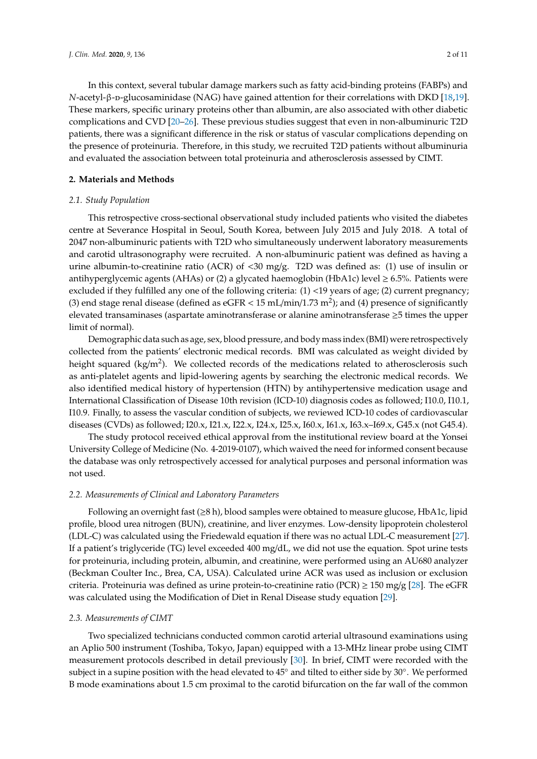In this context, several tubular damage markers such as fatty acid-binding proteins (FABPs) and *N*-acetyl-β-D-glucosaminidase (NAG) have gained attention for their correlations with DKD [18,19]. These markers, specific urinary proteins other than albumin, are also associated with other diabetic complications and CVD [20–26]. These previous studies suggest that even in non-albuminuric T2D patients, there was a significant difference in the risk or status of vascular complications depending on the presence of proteinuria. Therefore, in this study, we recruited T2D patients without albuminuria and evaluated the association between total proteinuria and atherosclerosis assessed by CIMT.

## 2. Materials and Methods

### *2.1. Study Population*

This retrospective cross-sectional observational study included patients who visited the diabetes centre at Severance Hospital in Seoul, South Korea, between July 2015 and July 2018. A total of 2047 non-albuminuric patients with T2D who simultaneously underwent laboratory measurements and carotid ultrasonography were recruited. A non-albuminuric patient was defined as having a urine albumin-to-creatinine ratio (ACR) of <30 mg/g. T2D was defined as: (1) use of insulin or antihyperglycemic agents (AHAs) or (2) a glycated haemoglobin (HbA1c) level ≥ 6.5%. Patients were excluded if they fulfilled any one of the following criteria: (1) <19 years of age; (2) current pregnancy; (3) end stage renal disease (defined as eGFR < 15 mL/min/1.73 $m^2$); and (4) presence of significantly elevated transaminases (aspartate aminotransferase or alanine aminotransferase ≥5 times the upper limit of normal).

Demographic data such as age, sex, blood pressure, and body mass index (BMI) were retrospectively collected from the patients' electronic medical records. BMI was calculated as weight divided by height squared (kg/$m^2$). We collected records of the medications related to atherosclerosis such as anti-platelet agents and lipid-lowering agents by searching the electronic medical records. We also identified medical history of hypertension (HTN) by antihypertensive medication usage and International Classification of Disease 10th revision (ICD-10) diagnosis codes as followed; I10.0, I10.1, I10.9. Finally, to assess the vascular condition of subjects, we reviewed ICD-10 codes of cardiovascular diseases (CVDs) as followed; I20.x, I21.x, I22.x, I24.x, I25.x, I60.x, I61.x, I63.x–I69.x, G45.x (not G45.4).

The study protocol received ethical approval from the institutional review board at the Yonsei University College of Medicine (No. 4-2019-0107), which waived the need for informed consent because the database was only retrospectively accessed for analytical purposes and personal information was not used.

### *2.2. Measurements of Clinical and Laboratory Parameters*

Following an overnight fast (≥8 h), blood samples were obtained to measure glucose, HbA1c, lipid profile, blood urea nitrogen (BUN), creatinine, and liver enzymes. Low-density lipoprotein cholesterol (LDL-C) was calculated using the Friedewald equation if there was no actual LDL-C measurement [27]. If a patient's triglyceride (TG) level exceeded 400 mg/dL, we did not use the equation. Spot urine tests for proteinuria, including protein, albumin, and creatinine, were performed using an AU680 analyzer (Beckman Coulter Inc., Brea, CA, USA). Calculated urine ACR was used as inclusion or exclusion criteria. Proteinuria was defined as urine protein-to-creatinine ratio (PCR) ≥ 150 mg/g [28]. The eGFR was calculated using the Modification of Diet in Renal Disease study equation [29].

### *2.3. Measurements of CIMT*

Two specialized technicians conducted common carotid arterial ultrasound examinations using an Aplio 500 instrument (Toshiba, Tokyo, Japan) equipped with a 13-MHz linear probe using CIMT measurement protocols described in detail previously [30]. In brief, CIMT were recorded with the subject in a supine position with the head elevated to 45° and tilted to either side by 30°. We performed B mode examinations about 1.5 cm proximal to the carotid bifurcation on the far wall of the common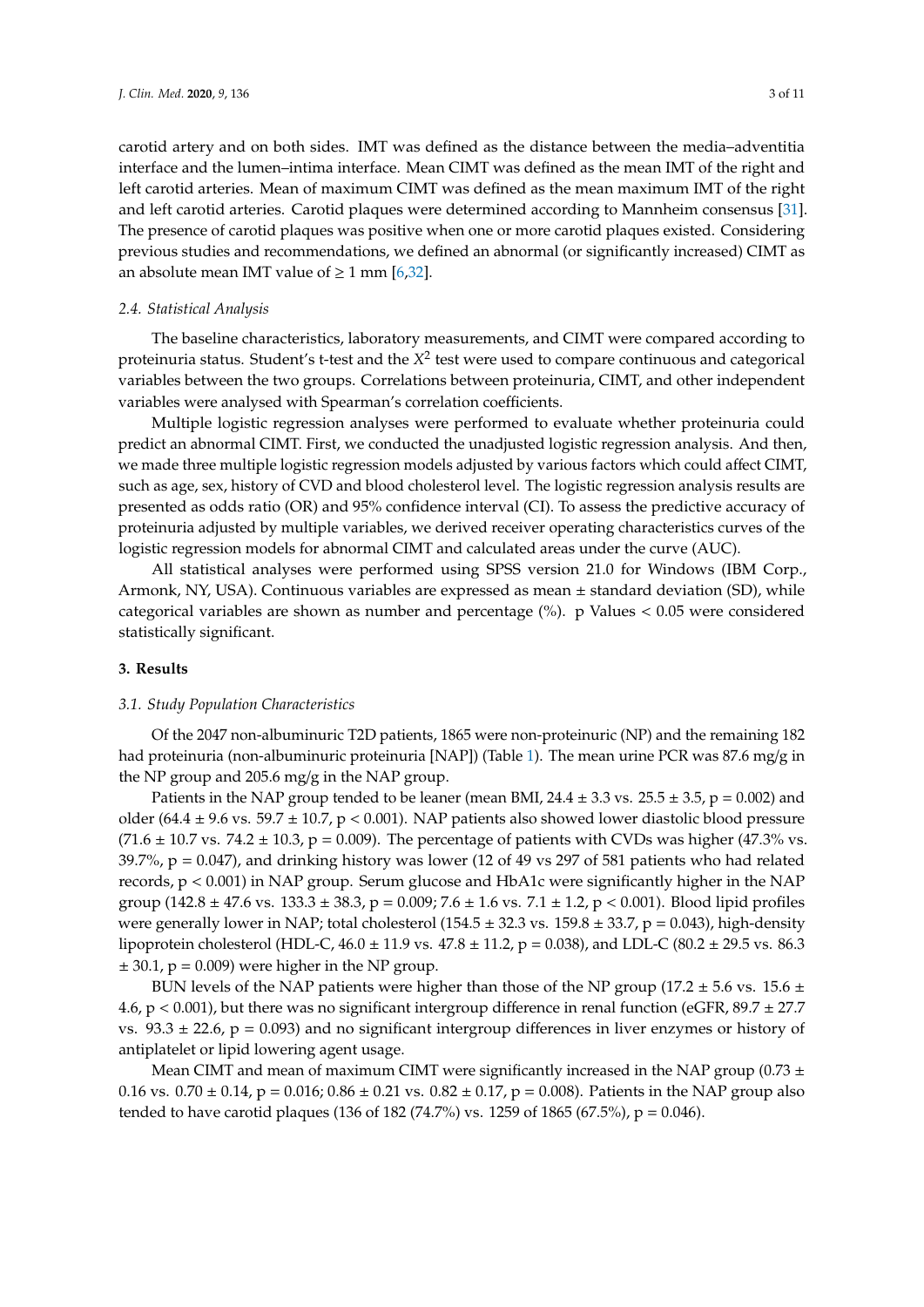carotid artery and on both sides. IMT was defined as the distance between the media–adventitia interface and the lumen–intima interface. Mean CIMT was defined as the mean IMT of the right and left carotid arteries. Mean of maximum CIMT was defined as the mean maximum IMT of the right and left carotid arteries. Carotid plaques were determined according to Mannheim consensus [31]. The presence of carotid plaques was positive when one or more carotid plaques existed. Considering previous studies and recommendations, we defined an abnormal (or significantly increased) CIMT as an absolute mean IMT value of $\geq 1$ mm [6,32].

### *2.4. Statistical Analysis*

The baseline characteristics, laboratory measurements, and CIMT were compared according to proteinuria status. Student's t-test and the $X^2$ test were used to compare continuous and categorical variables between the two groups. Correlations between proteinuria, CIMT, and other independent variables were analysed with Spearman's correlation coefficients.

Multiple logistic regression analyses were performed to evaluate whether proteinuria could predict an abnormal CIMT. First, we conducted the unadjusted logistic regression analysis. And then, we made three multiple logistic regression models adjusted by various factors which could affect CIMT, such as age, sex, history of CVD and blood cholesterol level. The logistic regression analysis results are presented as odds ratio (OR) and 95% confidence interval (CI). To assess the predictive accuracy of proteinuria adjusted by multiple variables, we derived receiver operating characteristics curves of the logistic regression models for abnormal CIMT and calculated areas under the curve (AUC).

All statistical analyses were performed using SPSS version 21.0 for Windows (IBM Corp., Armonk, NY, USA). Continuous variables are expressed as mean ± standard deviation (SD), while categorical variables are shown as number and percentage (%). p Values $< 0.05$ were considered statistically significant.

## **3. Results**

### *3.1. Study Population Characteristics*

Of the 2047 non-albuminuric T2D patients, 1865 were non-proteinuric (NP) and the remaining 182 had proteinuria (non-albuminuric proteinuria [NAP]) (Table 1). The mean urine PCR was 87.6 mg/g in the NP group and 205.6 mg/g in the NAP group.

Patients in the NAP group tended to be leaner (mean BMI, 24.4 ± 3.3 vs. 25.5 ± 3.5, $p = 0.002$) and older (64.4 ± 9.6 vs. 59.7 ± 10.7, $p < 0.001$). NAP patients also showed lower diastolic blood pressure (71.6 ± 10.7 vs. 74.2 ± 10.3, $p = 0.009$). The percentage of patients with CVDs was higher (47.3% vs. 39.7%, $p = 0.047$), and drinking history was lower (12 of 49 vs 297 of 581 patients who had related records, $p < 0.001$) in NAP group. Serum glucose and HbA1c were significantly higher in the NAP group (142.8 ± 47.6 vs. 133.3 ± 38.3, $p = 0.009$; 7.6 ± 1.6 vs. 7.1 ± 1.2, $p < 0.001$). Blood lipid profiles were generally lower in NAP; total cholesterol (154.5 ± 32.3 vs. 159.8 ± 33.7, $p = 0.043$), high-density lipoprotein cholesterol (HDL-C, 46.0 ± 11.9 vs. 47.8 ± 11.2, $p = 0.038$), and LDL-C (80.2 ± 29.5 vs. 86.3 ± 30.1, $p = 0.009$) were higher in the NP group.

BUN levels of the NAP patients were higher than those of the NP group (17.2 ± 5.6 vs. 15.6 ± 4.6, $p < 0.001$), but there was no significant intergroup difference in renal function (eGFR, 89.7 ± 27.7 vs. 93.3 ± 22.6, $p = 0.093$) and no significant intergroup differences in liver enzymes or history of antiplatelet or lipid lowering agent usage.

Mean CIMT and mean of maximum CIMT were significantly increased in the NAP group (0.73 ± 0.16 vs. 0.70 ± 0.14, $p = 0.016$; 0.86 ± 0.21 vs. 0.82 ± 0.17, $p = 0.008$). Patients in the NAP group also tended to have carotid plaques (136 of 182 (74.7%) vs. 1259 of 1865 (67.5%), $p = 0.046$).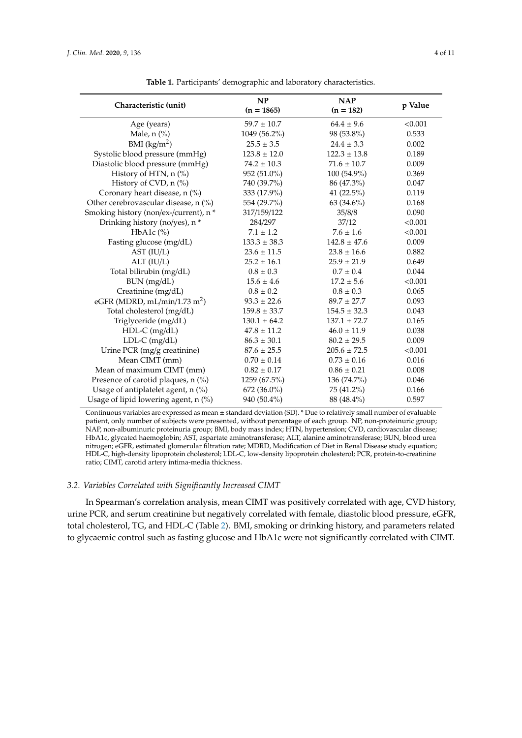**Table 1.** Participants' demographic and laboratory characteristics.

| Characteristic (unit) | NP (n = 1865) | NAP (n = 182) | p Value |
|---|---|---|---|
| Age (years) | 59.7 ± 10.7 | 64.4 ± 9.6 | <0.001 |
| Male, n (%) | 1049 (56.2%) | 98 (53.8%) | 0.533 |
| BMI (kg/m$^2$) | 25.5 ± 3.5 | 24.4 ± 3.3 | 0.002 |
| Systolic blood pressure (mmHg) | 123.8 ± 12.0 | 122.3 ± 13.8 | 0.189 |
| Diastolic blood pressure (mmHg) | 74.2 ± 10.3 | 71.6 ± 10.7 | 0.009 |
| History of HTN, n (%) | 952 (51.0%) | 100 (54.9%) | 0.369 |
| History of CVD, n (%) | 740 (39.7%) | 86 (47.3%) | 0.047 |
| Coronary heart disease, n (%) | 333 (17.9%) | 41 (22.5%) | 0.119 |
| Other cerebrovascular disease, n (%) | 554 (29.7%) | 63 (34.6%) | 0.168 |
| Smoking history (non/ex-/current), n * | 317/159/122 | 35/8/8 | 0.090 |
| Drinking history (no/yes), n * | 284/297 | 37/12 | <0.001 |
| HbA1c (%) | 7.1 ± 1.2 | 7.6 ± 1.6 | <0.001 |
| Fasting glucose (mg/dL) | 133.3 ± 38.3 | 142.8 ± 47.6 | 0.009 |
| AST (IU/L) | 23.6 ± 11.5 | 23.8 ± 16.6 | 0.882 |
| ALT (IU/L) | 25.2 ± 16.1 | 25.9 ± 21.9 | 0.649 |
| Total bilirubin (mg/dL) | 0.8 ± 0.3 | 0.7 ± 0.4 | 0.044 |
| BUN (mg/dL) | 15.6 ± 4.6 | 17.2 ± 5.6 | <0.001 |
| Creatinine (mg/dL) | 0.8 ± 0.2 | 0.8 ± 0.3 | 0.065 |
| eGFR (MDRD, mL/min/1.73 m$^2$) | 93.3 ± 22.6 | 89.7 ± 27.7 | 0.093 |
| Total cholesterol (mg/dL) | 159.8 ± 33.7 | 154.5 ± 32.3 | 0.043 |
| Triglyceride (mg/dL) | 130.1 ± 64.2 | 137.1 ± 72.7 | 0.165 |
| HDL-C (mg/dL) | 47.8 ± 11.2 | 46.0 ± 11.9 | 0.038 |
| LDL-C (mg/dL) | 86.3 ± 30.1 | 80.2 ± 29.5 | 0.009 |
| Urine PCR (mg/g creatinine) | 87.6 ± 25.5 | 205.6 ± 72.5 | <0.001 |
| Mean CIMT (mm) | 0.70 ± 0.14 | 0.73 ± 0.16 | 0.016 |
| Mean of maximum CIMT (mm) | 0.82 ± 0.17 | 0.86 ± 0.21 | 0.008 |
| Presence of carotid plaques, n (%) | 1259 (67.5%) | 136 (74.7%) | 0.046 |
| Usage of antiplatelet agent, n (%) | 672 (36.0%) | 75 (41.2%) | 0.166 |
| Usage of lipid lowering agent, n (%) | 940 (50.4%) | 88 (48.4%) | 0.597 |

Continuous variables are expressed as mean ± standard deviation (SD). * Due to relatively small number of evaluable patient, only number of subjects were presented, without percentage of each group. NP, non-proteinuric group; NAP, non-albuminuric proteinuria group; BMI, body mass index; HTN, hypertension; CVD, cardiovascular disease; HbA1c, glycated haemoglobin; AST, aspartate aminotransferase; ALT, alanine aminotransferase; BUN, blood urea nitrogen; eGFR, estimated glomerular filtration rate; MDRD, Modification of Diet in Renal Disease study equation; HDL-C, high-density lipoprotein cholesterol; LDL-C, low-density lipoprotein cholesterol; PCR, protein-to-creatinine ratio; CIMT, carotid artery intima-media thickness.

### *3.2. Variables Correlated with Significantly Increased CIMT*

In Spearman's correlation analysis, mean CIMT was positively correlated with age, CVD history, urine PCR, and serum creatinine but negatively correlated with female, diastolic blood pressure, eGFR, total cholesterol, TG, and HDL-C (Table 2). BMI, smoking or drinking history, and parameters related to glycaemic control such as fasting glucose and HbA1c were not significantly correlated with CIMT.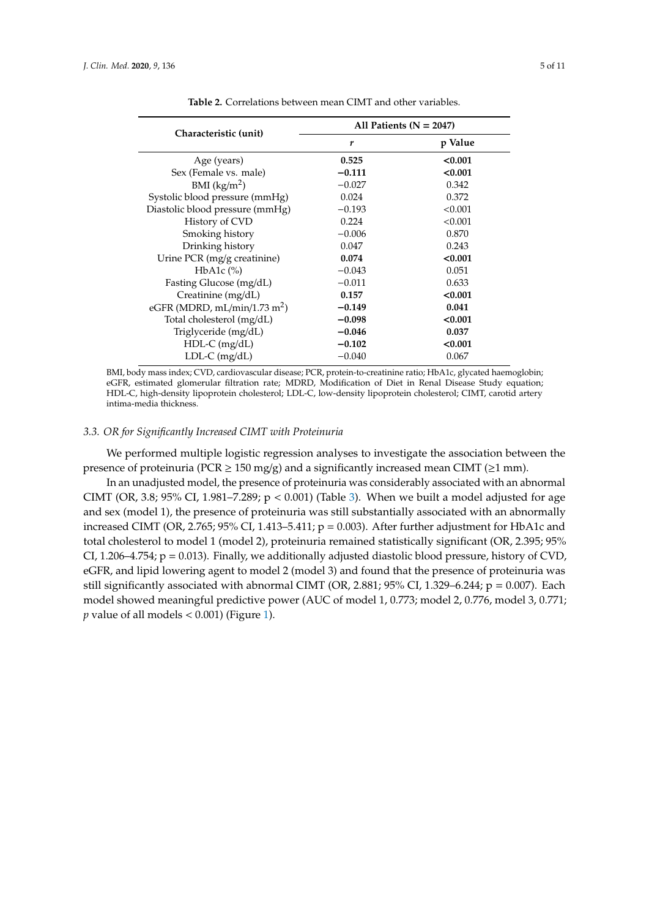**Table 2.** Correlations between mean CIMT and other variables.

| Characteristic (unit) | All Patients (N = 2047) | |
|---|---|---|
| | *r* | p Value |
| Age (years) | **0.525** | **<0.001** |
| Sex (Female vs. male) | **−0.111** | **<0.001** |
| BMI (kg/m$^2$) | −0.027 | 0.342 |
| Systolic blood pressure (mmHg) | 0.024 | 0.372 |
| Diastolic blood pressure (mmHg) | −0.193 | <0.001 |
| History of CVD | 0.224 | <0.001 |
| Smoking history | −0.006 | 0.870 |
| Drinking history | 0.047 | 0.243 |
| Urine PCR (mg/g creatinine) | **0.074** | **<0.001** |
| HbA1c (%) | −0.043 | 0.051 |
| Fasting Glucose (mg/dL) | −0.011 | 0.633 |
| Creatinine (mg/dL) | **0.157** | **<0.001** |
| eGFR (MDRD, mL/min/1.73 m$^2$) | **−0.149** | **0.041** |
| Total cholesterol (mg/dL) | **−0.098** | **<0.001** |
| Triglyceride (mg/dL) | **−0.046** | **0.037** |
| HDL-C (mg/dL) | **−0.102** | **<0.001** |
| LDL-C (mg/dL) | −0.040 | 0.067 |

BMI, body mass index; CVD, cardiovascular disease; PCR, protein-to-creatinine ratio; HbA1c, glycated haemoglobin; eGFR, estimated glomerular filtration rate; MDRD, Modification of Diet in Renal Disease Study equation; HDL-C, high-density lipoprotein cholesterol; LDL-C, low-density lipoprotein cholesterol; CIMT, carotid artery intima-media thickness.

### *3.3. OR for Significantly Increased CIMT with Proteinuria*

We performed multiple logistic regression analyses to investigate the association between the presence of proteinuria (PCR ≥ 150 mg/g) and a significantly increased mean CIMT (≥1 mm).

In an unadjusted model, the presence of proteinuria was considerably associated with an abnormal CIMT (OR, 3.8; 95% CI, 1.981–7.289; $p < 0.001$) (Table 3). When we built a model adjusted for age and sex (model 1), the presence of proteinuria was still substantially associated with an abnormally increased CIMT (OR, 2.765; 95% CI, 1.413–5.411; $p = 0.003$). After further adjustment for HbA1c and total cholesterol to model 1 (model 2), proteinuria remained statistically significant (OR, 2.395; 95% CI, 1.206–4.754; $p = 0.013$). Finally, we additionally adjusted diastolic blood pressure, history of CVD, eGFR, and lipid lowering agent to model 2 (model 3) and found that the presence of proteinuria was still significantly associated with abnormal CIMT (OR, 2.881; 95% CI, 1.329–6.244; $p = 0.007$). Each model showed meaningful predictive power (AUC of model 1, 0.773; model 2, 0.776, model 3, 0.771; $p$ value of all models < 0.001) (Figure 1).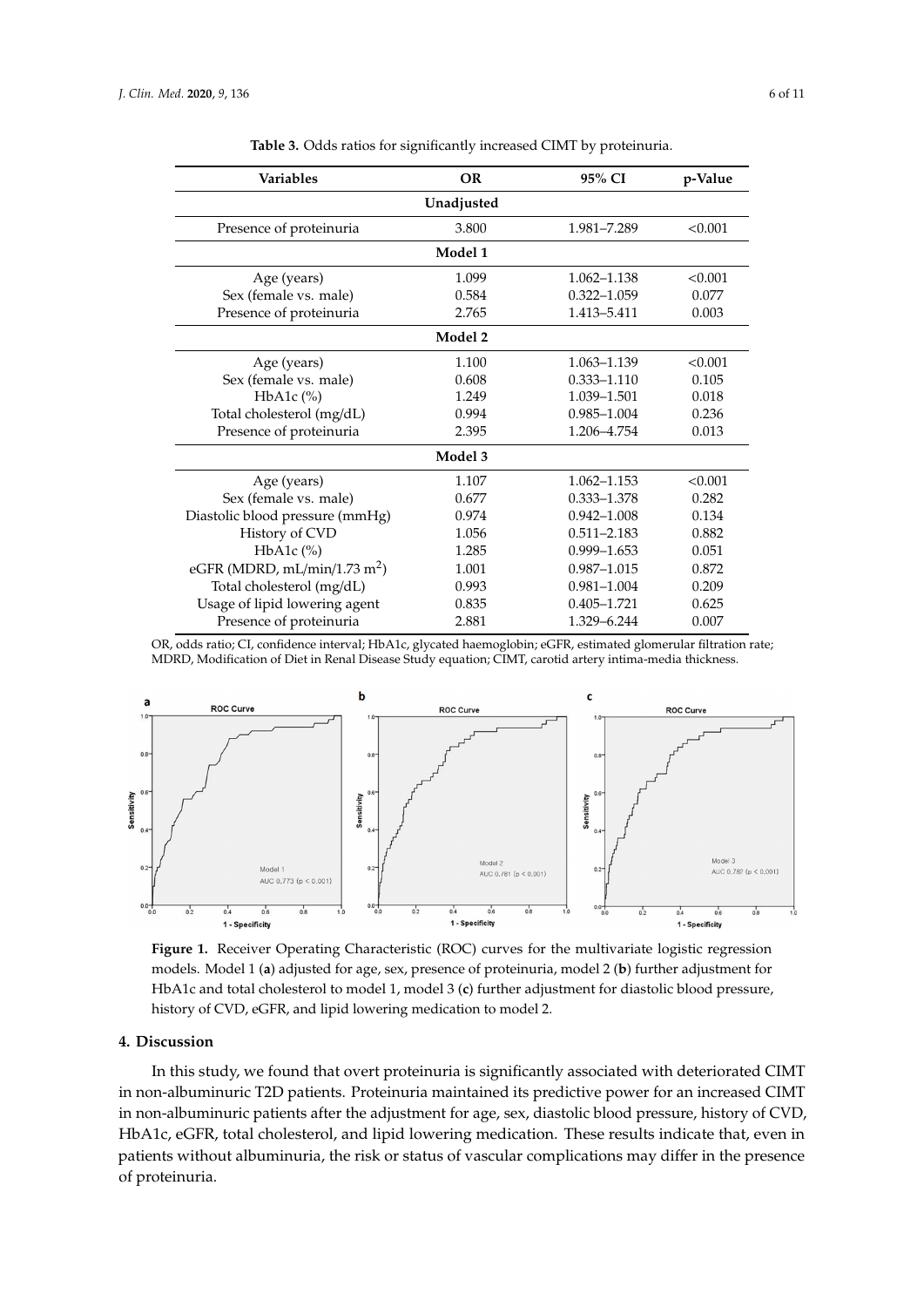**Table 3.** Odds ratios for significantly increased CIMT by proteinuria.

| Variables | OR | 95% CI | p-Value |
|---|---|---|---|
| **Unadjusted** | | | |
| Presence of proteinuria | 3.800 | 1.981–7.289 | <0.001 |
| **Model 1** | | | |
| Age (years) | 1.099 | 1.062–1.138 | <0.001 |
| Sex (female vs. male) | 0.584 | 0.322–1.059 | 0.077 |
| Presence of proteinuria | 2.765 | 1.413–5.411 | 0.003 |
| **Model 2** | | | |
| Age (years) | 1.100 | 1.063–1.139 | <0.001 |
| Sex (female vs. male) | 0.608 | 0.333–1.110 | 0.105 |
| HbA1c (%) | 1.249 | 1.039–1.501 | 0.018 |
| Total cholesterol (mg/dL) | 0.994 | 0.985–1.004 | 0.236 |
| Presence of proteinuria | 2.395 | 1.206–4.754 | 0.013 |
| **Model 3** | | | |
| Age (years) | 1.107 | 1.062–1.153 | <0.001 |
| Sex (female vs. male) | 0.677 | 0.333–1.378 | 0.282 |
| Diastolic blood pressure (mmHg) | 0.974 | 0.942–1.008 | 0.134 |
| History of CVD | 1.056 | 0.511–2.183 | 0.882 |
| HbA1c (%) | 1.285 | 0.999–1.653 | 0.051 |
| eGFR (MDRD, mL/min/1.73 $m^2$) | 1.001 | 0.987–1.015 | 0.872 |
| Total cholesterol (mg/dL) | 0.993 | 0.981–1.004 | 0.209 |
| Usage of lipid lowering agent | 0.835 | 0.405–1.721 | 0.625 |
| Presence of proteinuria | 2.881 | 1.329–6.244 | 0.007 |

OR, odds ratio; CI, confidence interval; HbA1c, glycated haemoglobin; eGFR, estimated glomerular filtration rate; MDRD, Modification of Diet in Renal Disease Study equation; CIMT, carotid artery intima-media thickness.

**Figure 1.** Receiver Operating Characteristic (ROC) curves for the multivariate logistic regression models. Model 1 (**a**) adjusted for age, sex, presence of proteinuria, model 2 (**b**) further adjustment for HbA1c and total cholesterol to model 1, model 3 (**c**) further adjustment for diastolic blood pressure, history of CVD, eGFR, and lipid lowering medication to model 2.

## 4. Discussion

In this study, we found that overt proteinuria is significantly associated with deteriorated CIMT in non-albuminuric T2D patients. Proteinuria maintained its predictive power for an increased CIMT in non-albuminuric patients after the adjustment for age, sex, diastolic blood pressure, history of CVD, HbA1c, eGFR, total cholesterol, and lipid lowering medication. These results indicate that, even in patients without albuminuria, the risk or status of vascular complications may differ in the presence of proteinuria.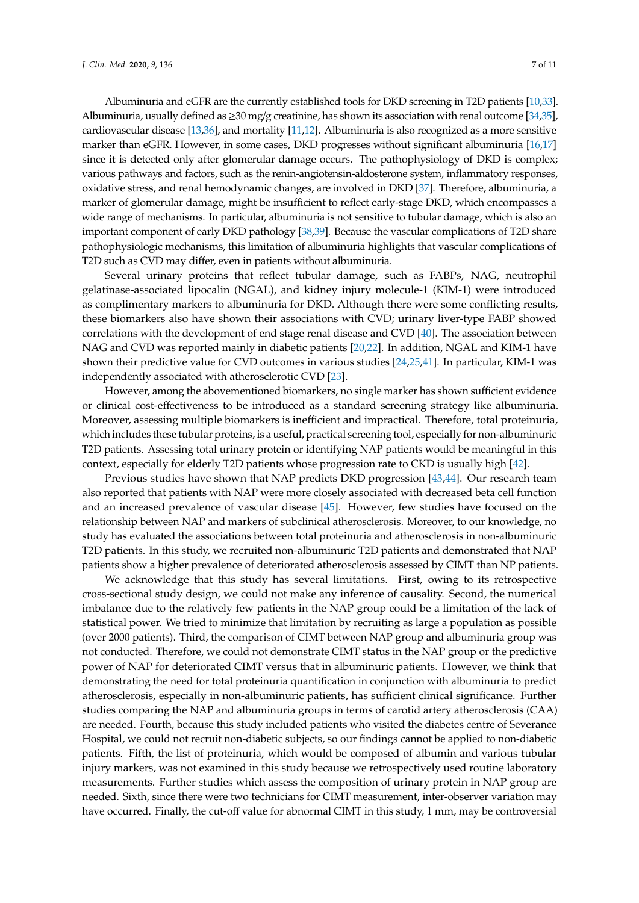Albuminuria and eGFR are the currently established tools for DKD screening in T2D patients [10,33]. Albuminuria, usually defined as ≥30 mg/g creatinine, has shown its association with renal outcome [34,35], cardiovascular disease [13,36], and mortality [11,12]. Albuminuria is also recognized as a more sensitive marker than eGFR. However, in some cases, DKD progresses without significant albuminuria [16,17] since it is detected only after glomerular damage occurs. The pathophysiology of DKD is complex; various pathways and factors, such as the renin-angiotensin-aldosterone system, inflammatory responses, oxidative stress, and renal hemodynamic changes, are involved in DKD [37]. Therefore, albuminuria, a marker of glomerular damage, might be insufficient to reflect early-stage DKD, which encompasses a wide range of mechanisms. In particular, albuminuria is not sensitive to tubular damage, which is also an important component of early DKD pathology [38,39]. Because the vascular complications of T2D share pathophysiologic mechanisms, this limitation of albuminuria highlights that vascular complications of T2D such as CVD may differ, even in patients without albuminuria.

Several urinary proteins that reflect tubular damage, such as FABPs, NAG, neutrophil gelatinase-associated lipocalin (NGAL), and kidney injury molecule-1 (KIM-1) were introduced as complimentary markers to albuminuria for DKD. Although there were some conflicting results, these biomarkers also have shown their associations with CVD; urinary liver-type FABP showed correlations with the development of end stage renal disease and CVD [40]. The association between NAG and CVD was reported mainly in diabetic patients [20,22]. In addition, NGAL and KIM-1 have shown their predictive value for CVD outcomes in various studies [24,25,41]. In particular, KIM-1 was independently associated with atherosclerotic CVD [23].

However, among the abovementioned biomarkers, no single marker has shown sufficient evidence or clinical cost-effectiveness to be introduced as a standard screening strategy like albuminuria. Moreover, assessing multiple biomarkers is inefficient and impractical. Therefore, total proteinuria, which includes these tubular proteins, is a useful, practical screening tool, especially for non-albuminuric T2D patients. Assessing total urinary protein or identifying NAP patients would be meaningful in this context, especially for elderly T2D patients whose progression rate to CKD is usually high [42].

Previous studies have shown that NAP predicts DKD progression [43,44]. Our research team also reported that patients with NAP were more closely associated with decreased beta cell function and an increased prevalence of vascular disease [45]. However, few studies have focused on the relationship between NAP and markers of subclinical atherosclerosis. Moreover, to our knowledge, no study has evaluated the associations between total proteinuria and atherosclerosis in non-albuminuric T2D patients. In this study, we recruited non-albuminuric T2D patients and demonstrated that NAP patients show a higher prevalence of deteriorated atherosclerosis assessed by CIMT than NP patients.

We acknowledge that this study has several limitations. First, owing to its retrospective cross-sectional study design, we could not make any inference of causality. Second, the numerical imbalance due to the relatively few patients in the NAP group could be a limitation of the lack of statistical power. We tried to minimize that limitation by recruiting as large a population as possible (over 2000 patients). Third, the comparison of CIMT between NAP group and albuminuria group was not conducted. Therefore, we could not demonstrate CIMT status in the NAP group or the predictive power of NAP for deteriorated CIMT versus that in albuminuric patients. However, we think that demonstrating the need for total proteinuria quantification in conjunction with albuminuria to predict atherosclerosis, especially in non-albuminuric patients, has sufficient clinical significance. Further studies comparing the NAP and albuminuria groups in terms of carotid artery atherosclerosis (CAA) are needed. Fourth, because this study included patients who visited the diabetes centre of Severance Hospital, we could not recruit non-diabetic subjects, so our findings cannot be applied to non-diabetic patients. Fifth, the list of proteinuria, which would be composed of albumin and various tubular injury markers, was not examined in this study because we retrospectively used routine laboratory measurements. Further studies which assess the composition of urinary protein in NAP group are needed. Sixth, since there were two technicians for CIMT measurement, inter-observer variation may have occurred. Finally, the cut-off value for abnormal CIMT in this study, 1 mm, may be controversial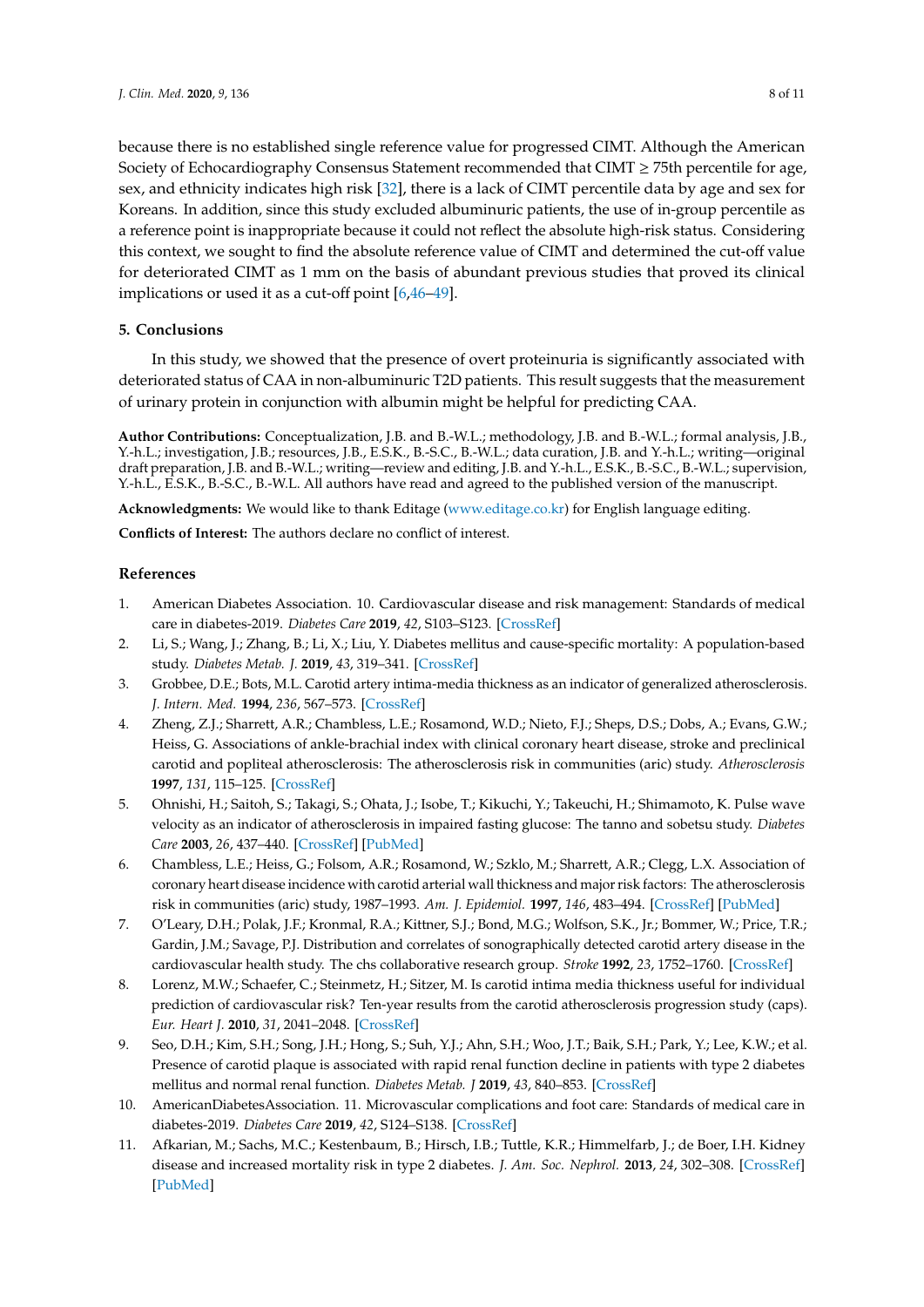because there is no established single reference value for progressed CIMT. Although the American Society of Echocardiography Consensus Statement recommended that CIMT ≥ 75th percentile for age, sex, and ethnicity indicates high risk [32], there is a lack of CIMT percentile data by age and sex for Koreans. In addition, since this study excluded albuminuric patients, the use of in-group percentile as a reference point is inappropriate because it could not reflect the absolute high-risk status. Considering this context, we sought to find the absolute reference value of CIMT and determined the cut-off value for deteriorated CIMT as 1 mm on the basis of abundant previous studies that proved its clinical implications or used it as a cut-off point [6,46–49].

## 5. Conclusions

In this study, we showed that the presence of overt proteinuria is significantly associated with deteriorated status of CAA in non-albuminuric T2D patients. This result suggests that the measurement of urinary protein in conjunction with albumin might be helpful for predicting CAA.

**Author Contributions:** Conceptualization, J.B. and B.-W.L.; methodology, J.B. and B.-W.L.; formal analysis, J.B., Y.-h.L.; investigation, J.B.; resources, J.B., E.S.K., B.-S.C., B.-W.L.; data curation, J.B. and Y.-h.L.; writing—original draft preparation, J.B. and B.-W.L.; writing—review and editing, J.B. and Y.-h.L., E.S.K., B.-S.C., B.-W.L.; supervision, Y.-h.L., E.S.K., B.-S.C., B.-W.L. All authors have read and agreed to the published version of the manuscript.

**Acknowledgments:** We would like to thank Editage (www.editage.co.kr) for English language editing.

**Conflicts of Interest:** The authors declare no conflict of interest.

## References

1. American Diabetes Association. 10. Cardiovascular disease and risk management: Standards of medical care in diabetes-2019. *Diabetes Care* **2019**, *42*, S103–S123. [CrossRef]
2. Li, S.; Wang, J.; Zhang, B.; Li, X.; Liu, Y. Diabetes mellitus and cause-specific mortality: A population-based study. *Diabetes Metab. J.* **2019**, *43*, 319–341. [CrossRef]
3. Grobbee, D.E.; Bots, M.L. Carotid artery intima-media thickness as an indicator of generalized atherosclerosis. *J. Intern. Med.* **1994**, *236*, 567–573. [CrossRef]
4. Zheng, Z.J.; Sharrett, A.R.; Chambless, L.E.; Rosamond, W.D.; Nieto, F.J.; Sheps, D.S.; Dobs, A.; Evans, G.W.; Heiss, G. Associations of ankle-brachial index with clinical coronary heart disease, stroke and preclinical carotid and popliteal atherosclerosis: The atherosclerosis risk in communities (aric) study. *Atherosclerosis* **1997**, *131*, 115–125. [CrossRef]
5. Ohnishi, H.; Saitoh, S.; Takagi, S.; Ohata, J.; Isobe, T.; Kikuchi, Y.; Takeuchi, H.; Shimamoto, K. Pulse wave velocity as an indicator of atherosclerosis in impaired fasting glucose: The tanno and sobetsu study. *Diabetes Care* **2003**, *26*, 437–440. [CrossRef] [PubMed]
6. Chambless, L.E.; Heiss, G.; Folsom, A.R.; Rosamond, W.; Szklo, M.; Sharrett, A.R.; Clegg, L.X. Association of coronary heart disease incidence with carotid arterial wall thickness and major risk factors: The atherosclerosis risk in communities (aric) study, 1987–1993. *Am. J. Epidemiol.* **1997**, *146*, 483–494. [CrossRef] [PubMed]
7. O'Leary, D.H.; Polak, J.F.; Kronmal, R.A.; Kittner, S.J.; Bond, M.G.; Wolfson, S.K., Jr.; Bommer, W.; Price, T.R.; Gardin, J.M.; Savage, P.J. Distribution and correlates of sonographically detected carotid artery disease in the cardiovascular health study. The chs collaborative research group. *Stroke* **1992**, *23*, 1752–1760. [CrossRef]
8. Lorenz, M.W.; Schaefer, C.; Steinmetz, H.; Sitzer, M. Is carotid intima media thickness useful for individual prediction of cardiovascular risk? Ten-year results from the carotid atherosclerosis progression study (caps). *Eur. Heart J.* **2010**, *31*, 2041–2048. [CrossRef]
9. Seo, D.H.; Kim, S.H.; Song, J.H.; Hong, S.; Suh, Y.J.; Ahn, S.H.; Woo, J.T.; Baik, S.H.; Park, Y.; Lee, K.W.; et al. Presence of carotid plaque is associated with rapid renal function decline in patients with type 2 diabetes mellitus and normal renal function. *Diabetes Metab. J* **2019**, *43*, 840–853. [CrossRef]
10. AmericanDiabetesAssociation. 11. Microvascular complications and foot care: Standards of medical care in diabetes-2019. *Diabetes Care* **2019**, *42*, S124–S138. [CrossRef]
11. Afkarian, M.; Sachs, M.C.; Kestenbaum, B.; Hirsch, I.B.; Tuttle, K.R.; Himmelfarb, J.; de Boer, I.H. Kidney disease and increased mortality risk in type 2 diabetes. *J. Am. Soc. Nephrol.* **2013**, *24*, 302–308. [CrossRef] [PubMed]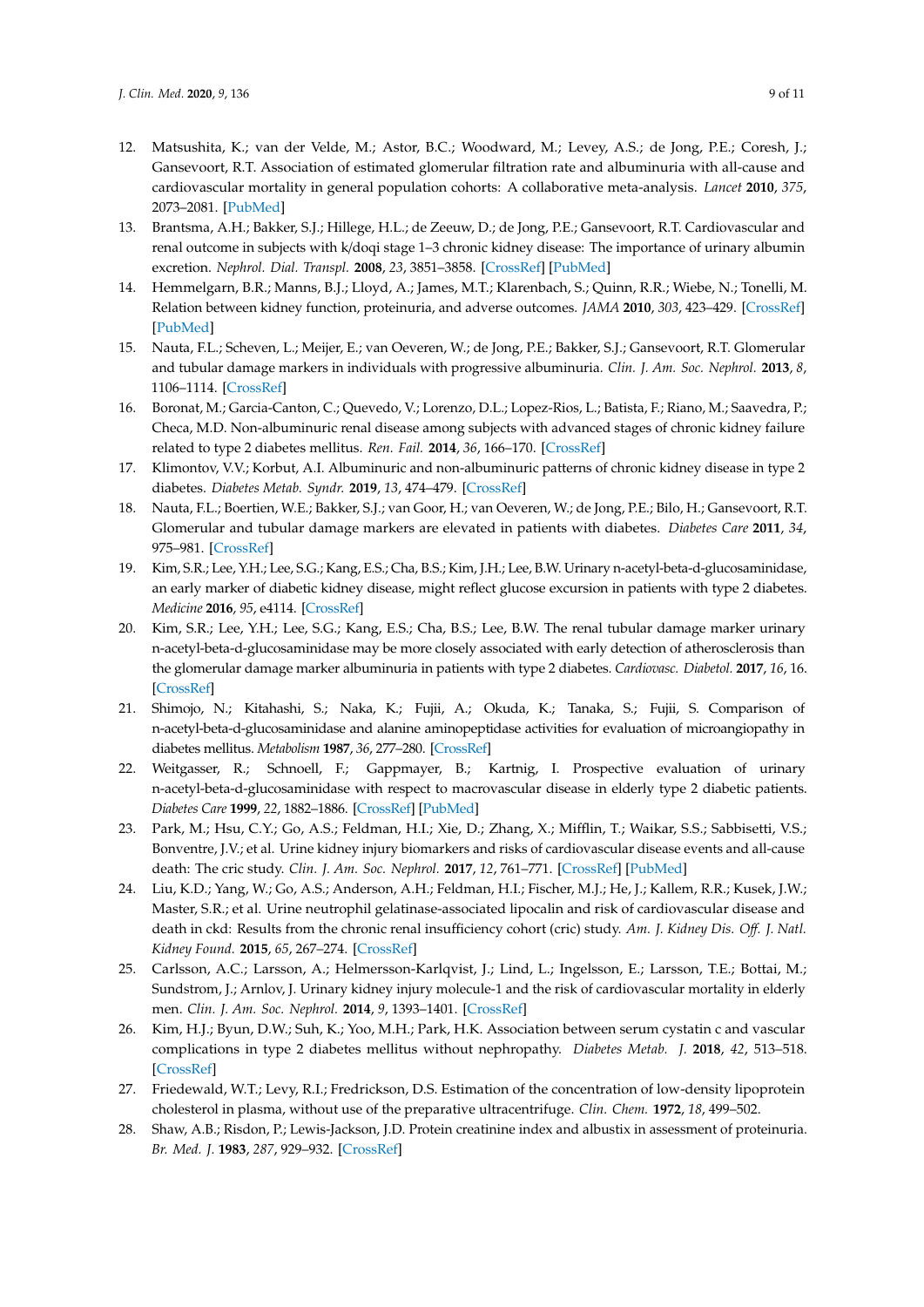12. Matsushita, K.; van der Velde, M.; Astor, B.C.; Woodward, M.; Levey, A.S.; de Jong, P.E.; Coresh, J.; Gansevoort, R.T. Association of estimated glomerular filtration rate and albuminuria with all-cause and cardiovascular mortality in general population cohorts: A collaborative meta-analysis. *Lancet* **2010**, *375*, 2073–2081. [PubMed]
13. Brantsma, A.H.; Bakker, S.J.; Hillege, H.L.; de Zeeuw, D.; de Jong, P.E.; Gansevoort, R.T. Cardiovascular and renal outcome in subjects with k/doqi stage 1–3 chronic kidney disease: The importance of urinary albumin excretion. *Nephrol. Dial. Transpl.* **2008**, *23*, 3851–3858. [CrossRef] [PubMed]
14. Hemmelgarn, B.R.; Manns, B.J.; Lloyd, A.; James, M.T.; Klarenbach, S.; Quinn, R.R.; Wiebe, N.; Tonelli, M. Relation between kidney function, proteinuria, and adverse outcomes. *JAMA* **2010**, *303*, 423–429. [CrossRef] [PubMed]
15. Nauta, F.L.; Scheven, L.; Meijer, E.; van Oeveren, W.; de Jong, P.E.; Bakker, S.J.; Gansevoort, R.T. Glomerular and tubular damage markers in individuals with progressive albuminuria. *Clin. J. Am. Soc. Nephrol.* **2013**, *8*, 1106–1114. [CrossRef]
16. Boronat, M.; Garcia-Canton, C.; Quevedo, V.; Lorenzo, D.L.; Lopez-Rios, L.; Batista, F.; Riano, M.; Saavedra, P.; Checa, M.D. Non-albuminuric renal disease among subjects with advanced stages of chronic kidney failure related to type 2 diabetes mellitus. *Ren. Fail.* **2014**, *36*, 166–170. [CrossRef]
17. Klimontov, V.V.; Korbut, A.I. Albuminuric and non-albuminuric patterns of chronic kidney disease in type 2 diabetes. *Diabetes Metab. Syndr.* **2019**, *13*, 474–479. [CrossRef]
18. Nauta, F.L.; Boertien, W.E.; Bakker, S.J.; van Goor, H.; van Oeveren, W.; de Jong, P.E.; Bilo, H.; Gansevoort, R.T. Glomerular and tubular damage markers are elevated in patients with diabetes. *Diabetes Care* **2011**, *34*, 975–981. [CrossRef]
19. Kim, S.R.; Lee, Y.H.; Lee, S.G.; Kang, E.S.; Cha, B.S.; Kim, J.H.; Lee, B.W. Urinary n-acetyl-beta-d-glucosaminidase, an early marker of diabetic kidney disease, might reflect glucose excursion in patients with type 2 diabetes. *Medicine* **2016**, *95*, e4114. [CrossRef]
20. Kim, S.R.; Lee, Y.H.; Lee, S.G.; Kang, E.S.; Cha, B.S.; Lee, B.W. The renal tubular damage marker urinary n-acetyl-beta-d-glucosaminidase may be more closely associated with early detection of atherosclerosis than the glomerular damage marker albuminuria in patients with type 2 diabetes. *Cardiovasc. Diabetol.* **2017**, *16*, 16. [CrossRef]
21. Shimojo, N.; Kitahashi, S.; Naka, K.; Fujii, A.; Okuda, K.; Tanaka, S.; Fujii, S. Comparison of n-acetyl-beta-d-glucosaminidase and alanine aminopeptidase activities for evaluation of microangiopathy in diabetes mellitus. *Metabolism* **1987**, *36*, 277–280. [CrossRef]
22. Weitgasser, R.; Schnoell, F.; Gappmayer, B.; Kartnig, I. Prospective evaluation of urinary n-acetyl-beta-d-glucosaminidase with respect to macrovascular disease in elderly type 2 diabetic patients. *Diabetes Care* **1999**, *22*, 1882–1886. [CrossRef] [PubMed]
23. Park, M.; Hsu, C.Y.; Go, A.S.; Feldman, H.I.; Xie, D.; Zhang, X.; Mifflin, T.; Waikar, S.S.; Sabbisetti, V.S.; Bonventre, J.V.; et al. Urine kidney injury biomarkers and risks of cardiovascular disease events and all-cause death: The cric study. *Clin. J. Am. Soc. Nephrol.* **2017**, *12*, 761–771. [CrossRef] [PubMed]
24. Liu, K.D.; Yang, W.; Go, A.S.; Anderson, A.H.; Feldman, H.I.; Fischer, M.J.; He, J.; Kallem, R.R.; Kusek, J.W.; Master, S.R.; et al. Urine neutrophil gelatinase-associated lipocalin and risk of cardiovascular disease and death in ckd: Results from the chronic renal insufficiency cohort (cric) study. *Am. J. Kidney Dis. Off. J. Natl. Kidney Found.* **2015**, *65*, 267–274. [CrossRef]
25. Carlsson, A.C.; Larsson, A.; Helmersson-Karlqvist, J.; Lind, L.; Ingelsson, E.; Larsson, T.E.; Bottai, M.; Sundstrom, J.; Arnlov, J. Urinary kidney injury molecule-1 and the risk of cardiovascular mortality in elderly men. *Clin. J. Am. Soc. Nephrol.* **2014**, *9*, 1393–1401. [CrossRef]
26. Kim, H.J.; Byun, D.W.; Suh, K.; Yoo, M.H.; Park, H.K. Association between serum cystatin c and vascular complications in type 2 diabetes mellitus without nephropathy. *Diabetes Metab. J.* **2018**, *42*, 513–518. [CrossRef]
27. Friedewald, W.T.; Levy, R.I.; Fredrickson, D.S. Estimation of the concentration of low-density lipoprotein cholesterol in plasma, without use of the preparative ultracentrifuge. *Clin. Chem.* **1972**, *18*, 499–502.
28. Shaw, A.B.; Risdon, P.; Lewis-Jackson, J.D. Protein creatinine index and albustix in assessment of proteinuria. *Br. Med. J.* **1983**, *287*, 929–932. [CrossRef]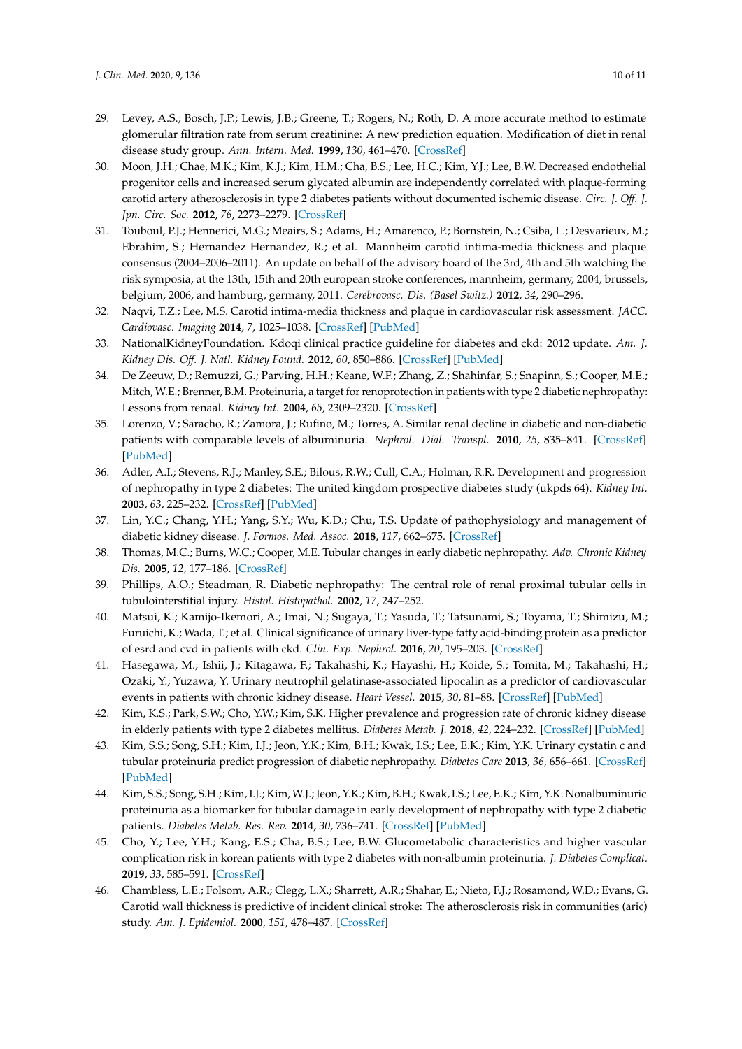29. Levey, A.S.; Bosch, J.P.; Lewis, J.B.; Greene, T.; Rogers, N.; Roth, D. A more accurate method to estimate glomerular filtration rate from serum creatinine: A new prediction equation. Modification of diet in renal disease study group. *Ann. Intern. Med.* **1999**, *130*, 461–470. [CrossRef]
30. Moon, J.H.; Chae, M.K.; Kim, K.J.; Kim, H.M.; Cha, B.S.; Lee, H.C.; Kim, Y.J.; Lee, B.W. Decreased endothelial progenitor cells and increased serum glycated albumin are independently correlated with plaque-forming carotid artery atherosclerosis in type 2 diabetes patients without documented ischemic disease. *Circ. J. Off. J. Jpn. Circ. Soc.* **2012**, *76*, 2273–2279. [CrossRef]
31. Touboul, P.J.; Hennerici, M.G.; Meairs, S.; Adams, H.; Amarenco, P.; Bornstein, N.; Csiba, L.; Desvarieux, M.; Ebrahim, S.; Hernandez Hernandez, R.; et al. Mannheim carotid intima-media thickness and plaque consensus (2004–2006–2011). An update on behalf of the advisory board of the 3rd, 4th and 5th watching the risk symposia, at the 13th, 15th and 20th european stroke conferences, mannheim, germany, 2004, brussels, belgium, 2006, and hamburg, germany, 2011. *Cerebrovasc. Dis. (Basel Switz.)* **2012**, *34*, 290–296.
32. Naqvi, T.Z.; Lee, M.S. Carotid intima-media thickness and plaque in cardiovascular risk assessment. *JACC. Cardiovasc. Imaging* **2014**, *7*, 1025–1038. [CrossRef] [PubMed]
33. NationalKidneyFoundation. Kdoqi clinical practice guideline for diabetes and ckd: 2012 update. *Am. J. Kidney Dis. Off. J. Natl. Kidney Found.* **2012**, *60*, 850–886. [CrossRef] [PubMed]
34. De Zeeuw, D.; Remuzzi, G.; Parving, H.H.; Keane, W.F.; Zhang, Z.; Shahinfar, S.; Snapinn, S.; Cooper, M.E.; Mitch, W.E.; Brenner, B.M. Proteinuria, a target for renoprotection in patients with type 2 diabetic nephropathy: Lessons from renaal. *Kidney Int.* **2004**, *65*, 2309–2320. [CrossRef]
35. Lorenzo, V.; Saracho, R.; Zamora, J.; Rufino, M.; Torres, A. Similar renal decline in diabetic and non-diabetic patients with comparable levels of albuminuria. *Nephrol. Dial. Transpl.* **2010**, *25*, 835–841. [CrossRef] [PubMed]
36. Adler, A.I.; Stevens, R.J.; Manley, S.E.; Bilous, R.W.; Cull, C.A.; Holman, R.R. Development and progression of nephropathy in type 2 diabetes: The united kingdom prospective diabetes study (ukpds 64). *Kidney Int.* **2003**, *63*, 225–232. [CrossRef] [PubMed]
37. Lin, Y.C.; Chang, Y.H.; Yang, S.Y.; Wu, K.D.; Chu, T.S. Update of pathophysiology and management of diabetic kidney disease. *J. Formos. Med. Assoc.* **2018**, *117*, 662–675. [CrossRef]
38. Thomas, M.C.; Burns, W.C.; Cooper, M.E. Tubular changes in early diabetic nephropathy. *Adv. Chronic Kidney Dis.* **2005**, *12*, 177–186. [CrossRef]
39. Phillips, A.O.; Steadman, R. Diabetic nephropathy: The central role of renal proximal tubular cells in tubulointerstitial injury. *Histol. Histopathol.* **2002**, *17*, 247–252.
40. Matsui, K.; Kamijo-Ikemori, A.; Imai, N.; Sugaya, T.; Yasuda, T.; Tatsunami, S.; Toyama, T.; Shimizu, M.; Furuichi, K.; Wada, T.; et al. Clinical significance of urinary liver-type fatty acid-binding protein as a predictor of esrd and cvd in patients with ckd. *Clin. Exp. Nephrol.* **2016**, *20*, 195–203. [CrossRef]
41. Hasegawa, M.; Ishii, J.; Kitagawa, F.; Takahashi, K.; Hayashi, H.; Koide, S.; Tomita, M.; Takahashi, H.; Ozaki, Y.; Yuzawa, Y. Urinary neutrophil gelatinase-associated lipocalin as a predictor of cardiovascular events in patients with chronic kidney disease. *Heart Vessel.* **2015**, *30*, 81–88. [CrossRef] [PubMed]
42. Kim, K.S.; Park, S.W.; Cho, Y.W.; Kim, S.K. Higher prevalence and progression rate of chronic kidney disease in elderly patients with type 2 diabetes mellitus. *Diabetes Metab. J.* **2018**, *42*, 224–232. [CrossRef] [PubMed]
43. Kim, S.S.; Song, S.H.; Kim, I.J.; Jeon, Y.K.; Kim, B.H.; Kwak, I.S.; Lee, E.K.; Kim, Y.K. Urinary cystatin c and tubular proteinuria predict progression of diabetic nephropathy. *Diabetes Care* **2013**, *36*, 656–661. [CrossRef] [PubMed]
44. Kim, S.S.; Song, S.H.; Kim, I.J.; Kim, W.J.; Jeon, Y.K.; Kim, B.H.; Kwak, I.S.; Lee, E.K.; Kim, Y.K. Nonalbuminuric proteinuria as a biomarker for tubular damage in early development of nephropathy with type 2 diabetic patients. *Diabetes Metab. Res. Rev.* **2014**, *30*, 736–741. [CrossRef] [PubMed]
45. Cho, Y.; Lee, Y.H.; Kang, E.S.; Cha, B.S.; Lee, B.W. Glucometabolic characteristics and higher vascular complication risk in korean patients with type 2 diabetes with non-albumin proteinuria. *J. Diabetes Complicat.* **2019**, *33*, 585–591. [CrossRef]
46. Chambless, L.E.; Folsom, A.R.; Clegg, L.X.; Sharrett, A.R.; Shahar, E.; Nieto, F.J.; Rosamond, W.D.; Evans, G. Carotid wall thickness is predictive of incident clinical stroke: The atherosclerosis risk in communities (aric) study. *Am. J. Epidemiol.* **2000**, *151*, 478–487. [CrossRef]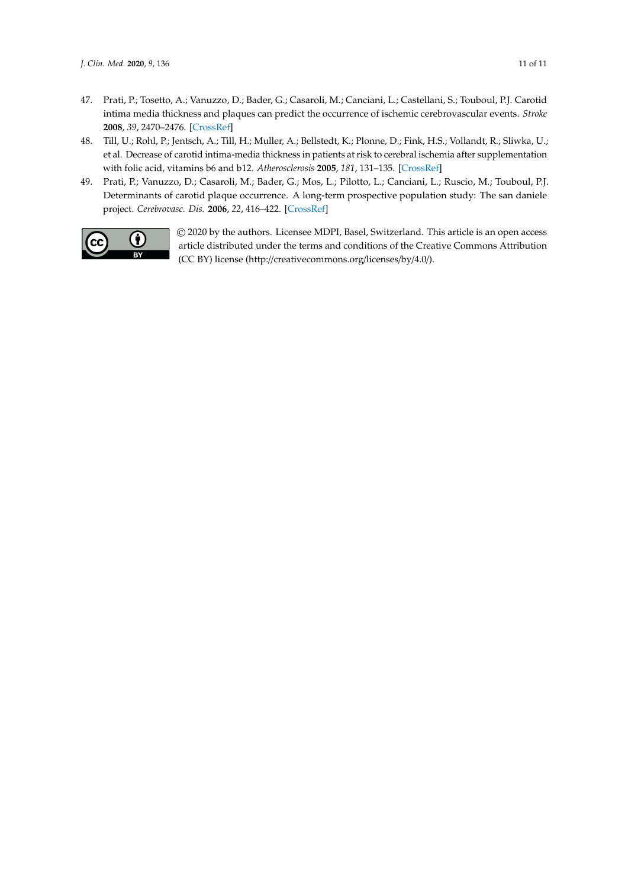47. Prati, P.; Tosetto, A.; Vanuzzo, D.; Bader, G.; Casaroli, M.; Canciani, L.; Castellani, S.; Touboul, P.J. Carotid intima media thickness and plaques can predict the occurrence of ischemic cerebrovascular events. *Stroke* **2008**, *39*, 2470–2476. [CrossRef]
48. Till, U.; Rohl, P.; Jentsch, A.; Till, H.; Muller, A.; Bellstedt, K.; Plonne, D.; Fink, H.S.; Vollandt, R.; Sliwka, U.; et al. Decrease of carotid intima-media thickness in patients at risk to cerebral ischemia after supplementation with folic acid, vitamins b6 and b12. *Atherosclerosis* **2005**, *181*, 131–135. [CrossRef]
49. Prati, P.; Vanuzzo, D.; Casaroli, M.; Bader, G.; Mos, L.; Pilotto, L.; Canciani, L.; Ruscio, M.; Touboul, P.J. Determinants of carotid plaque occurrence. A long-term prospective population study: The san daniele project. *Cerebrovasc. Dis.* **2006**, *22*, 416–422. [CrossRef]

© 2020 by the authors. Licensee MDPI, Basel, Switzerland. This article is an open access article distributed under the terms and conditions of the Creative Commons Attribution (CC BY) license (http://creativecommons.org/licenses/by/4.0/).